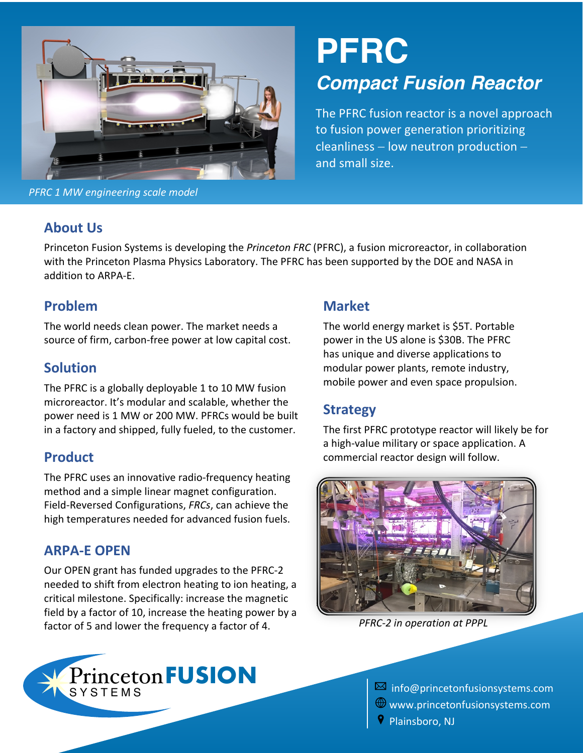# PFRC

## *Compact Fusion Reactor*

The PFRC fusion reactor is a novel approach to fusion power generation prioritizing cleanliness – low neutron production – and small size.

*PFRC 1 MW engineering scale model*

## About Us

Princeton Fusion Systems is developing the *Princeton FRC* (PFRC), a fusion microreactor, in collaboration with the Princeton Plasma Physics Laboratory. The PFRC has been supported by the DOE and NASA in addition to ARPA-E.

## Problem

The world needs clean power. The market needs a source of firm, carbon-free power at low capital cost.

## Solution

The PFRC is a globally deployable 1 to 10 MW fusion microreactor. It's modular and scalable, whether the power need is 1 MW or 200 MW. PFRCs would be built in a factory and shipped, fully fueled, to the customer.

## Product

The PFRC uses an innovative radio-frequency heating method and a simple linear magnet configuration. Field-Reversed Configurations, *FRCs*, can achieve the high temperatures needed for advanced fusion fuels.

## ARPA-E OPEN

Our OPEN grant has funded upgrades to the PFRC-2 needed to shift from electron heating to ion heating, a critical milestone. Specifically: increase the magnetic field by a factor of 10, increase the heating power by a factor of 5 and lower the frequency a factor of 4.

## Market

The world energy market is $5T. Portable power in the US alone is $30B. The PFRC has unique and diverse applications to modular power plants, remote industry, mobile power and even space propulsion.

## Strategy

The first PFRC prototype reactor will likely be for a high-value military or space application. A commercial reactor design will follow.

*PFRC-2 in operation at PPPL*

Princeton FUSION SYSTEMS

info@princetonfusionsystems.com
www.princetonfusionsystems.com
Plainsboro, NJ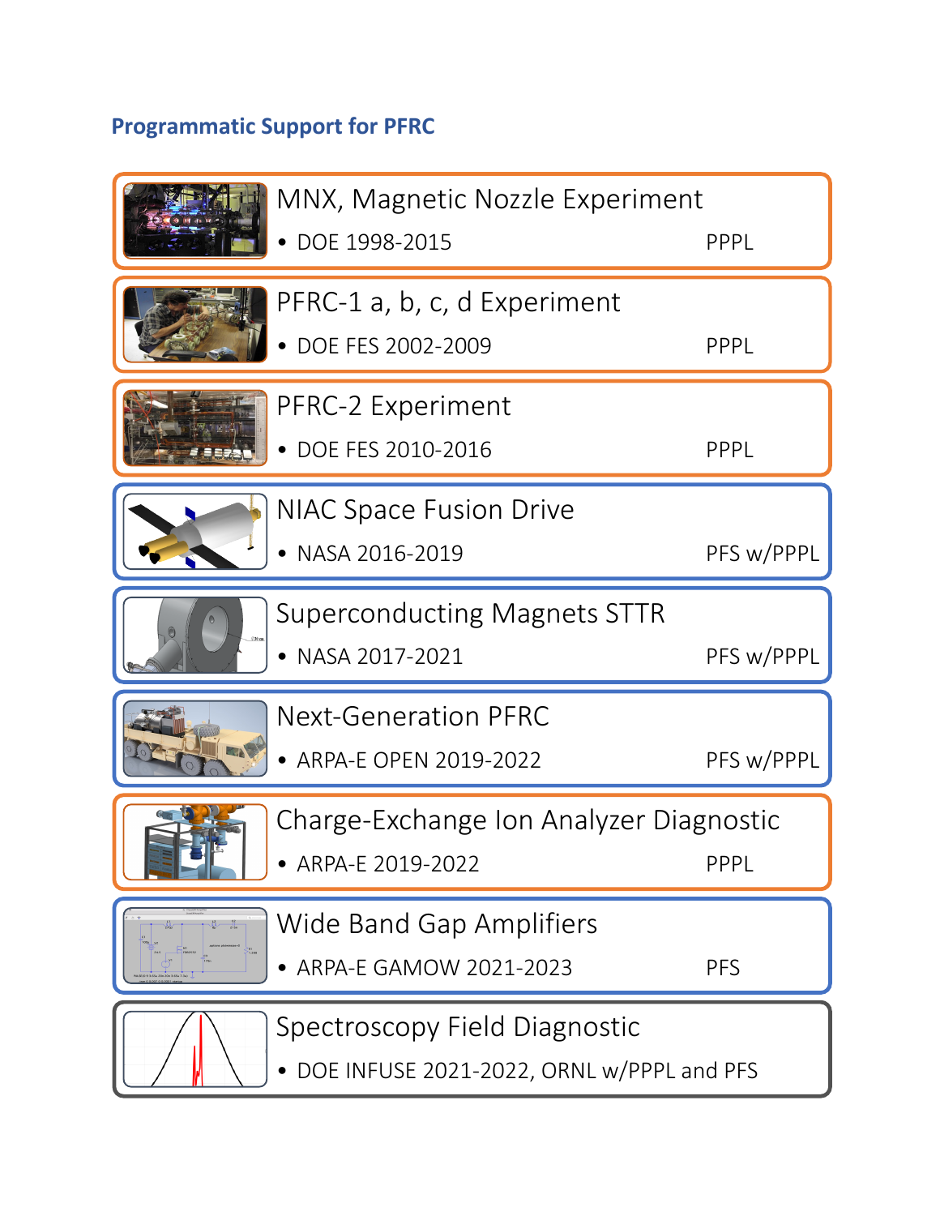## Programmatic Support for PFRC

### MNX, Magnetic Nozzle Experiment

- DOE 1998-2015 PPPL

### PFRC-1 a, b, c, d Experiment

- DOE FES 2002-2009 PPPL

### PFRC-2 Experiment

- DOE FES 2010-2016 PPPL

### NIAC Space Fusion Drive

- NASA 2016-2019 PFS w/PPPL

### Superconducting Magnets STTR

- NASA 2017-2021 PFS w/PPPL

### Next-Generation PFRC

- ARPA-E OPEN 2019-2022 PFS w/PPPL

### Charge-Exchange Ion Analyzer Diagnostic

- ARPA-E 2019-2022 PPPL

### Wide Band Gap Amplifiers

- ARPA-E GAMOW 2021-2023 PFS

### Spectroscopy Field Diagnostic

- DOE INFUSE 2021-2022, ORNL w/PPPL and PFS